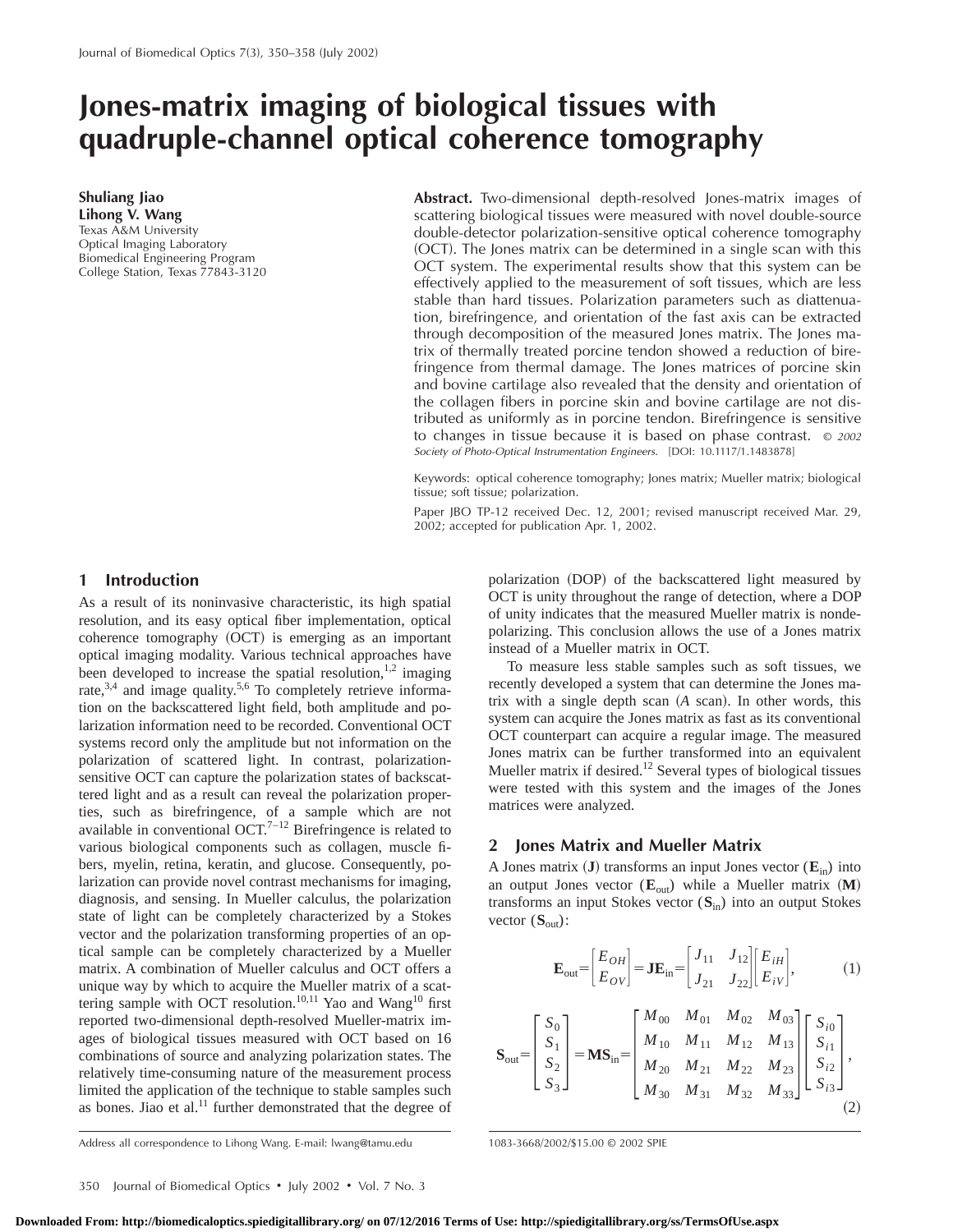# Jones-matrix imaging of biological tissues with quadruple-channel optical coherence tomography

**Shuliang Jiao**
**Lihong V. Wang**
Texas A&M University
Optical Imaging Laboratory
Biomedical Engineering Program
College Station, Texas 77843-3120

**Abstract.** Two-dimensional depth-resolved Jones-matrix images of scattering biological tissues were measured with novel double-source double-detector polarization-sensitive optical coherence tomography (OCT). The Jones matrix can be determined in a single scan with this OCT system. The experimental results show that this system can be effectively applied to the measurement of soft tissues, which are less stable than hard tissues. Polarization parameters such as diattenuation, birefringence, and orientation of the fast axis can be extracted through decomposition of the measured Jones matrix. The Jones matrix of thermally treated porcine tendon showed a reduction of birefringence from thermal damage. The Jones matrices of porcine skin and bovine cartilage also revealed that the density and orientation of the collagen fibers in porcine skin and bovine cartilage are not distributed as uniformly as in porcine tendon. Birefringence is sensitive to changes in tissue because it is based on phase contrast. *© 2002 Society of Photo-Optical Instrumentation Engineers.* [DOI: 10.1117/1.1483878]

Keywords: optical coherence tomography; Jones matrix; Mueller matrix; biological tissue; soft tissue; polarization.

Paper JBO TP-12 received Dec. 12, 2001; revised manuscript received Mar. 29, 2002; accepted for publication Apr. 1, 2002.

## 1 Introduction

As a result of its noninvasive characteristic, its high spatial resolution, and its easy optical fiber implementation, optical coherence tomography (OCT) is emerging as an important optical imaging modality. Various technical approaches have been developed to increase the spatial resolution,[1,2] imaging rate,[3,4] and image quality.[5,6] To completely retrieve information on the backscattered light field, both amplitude and polarization information need to be recorded. Conventional OCT systems record only the amplitude but not information on the polarization of scattered light. In contrast, polarization-sensitive OCT can capture the polarization states of backscattered light and as a result can reveal the polarization properties, such as birefringence, of a sample which are not available in conventional OCT.[7–12] Birefringence is related to various biological components such as collagen, muscle fibers, myelin, retina, keratin, and glucose. Consequently, polarization can provide novel contrast mechanisms for imaging, diagnosis, and sensing. In Mueller calculus, the polarization state of light can be completely characterized by a Stokes vector and the polarization transforming properties of an optical sample can be completely characterized by a Mueller matrix. A combination of Mueller calculus and OCT offers a unique way by which to acquire the Mueller matrix of a scattering sample with OCT resolution.[10,11] Yao and Wang[10] first reported two-dimensional depth-resolved Mueller-matrix images of biological tissues measured with OCT based on 16 combinations of source and analyzing polarization states. The relatively time-consuming nature of the measurement process limited the application of the technique to stable samples such as bones. Jiao et al.[11] further demonstrated that the degree of polarization (DOP) of the backscattered light measured by OCT is unity throughout the range of detection, where a DOP of unity indicates that the measured Mueller matrix is nondepolarizing. This conclusion allows the use of a Jones matrix instead of a Mueller matrix in OCT.

To measure less stable samples such as soft tissues, we recently developed a system that can determine the Jones matrix with a single depth scan (*A* scan). In other words, this system can acquire the Jones matrix as fast as its conventional OCT counterpart can acquire a regular image. The measured Jones matrix can be further transformed into an equivalent Mueller matrix if desired.[12] Several types of biological tissues were tested with this system and the images of the Jones matrices were analyzed.

## 2 Jones Matrix and Mueller Matrix

A Jones matrix ($\mathbf{J}$) transforms an input Jones vector ($\mathbf{E}_{\text{in}}$) into an output Jones vector ($\mathbf{E}_{\text{out}}$) while a Mueller matrix ($\mathbf{M}$) transforms an input Stokes vector ($\mathbf{S}_{\text{in}}$) into an output Stokes vector ($\mathbf{S}_{\text{out}}$):

$$\mathbf{E}_{\text{out}} = \begin{bmatrix} E_{OH} \\ E_{OV} \end{bmatrix} = \mathbf{J}\mathbf{E}_{\text{in}} = \begin{bmatrix} J_{11} & J_{12} \\ J_{21} & J_{22} \end{bmatrix} \begin{bmatrix} E_{iH} \\ E_{iV} \end{bmatrix}, \tag{1}$$

$$\mathbf{S}_{\text{out}} = \begin{bmatrix} S_0 \\ S_1 \\ S_2 \\ S_3 \end{bmatrix} = \mathbf{M}\mathbf{S}_{\text{in}} = \begin{bmatrix} M_{00} & M_{01} & M_{02} & M_{03} \\ M_{10} & M_{11} & M_{12} & M_{13} \\ M_{20} & M_{21} & M_{22} & M_{23} \\ M_{30} & M_{31} & M_{32} & M_{33} \end{bmatrix} \begin{bmatrix} S_{i0} \\ S_{i1} \\ S_{i2} \\ S_{i3} \end{bmatrix}, \tag{2}$$

Address all correspondence to Lihong Wang. E-mail: lwang@tamu.edu

1083-3668/2002/$15.00 © 2002 SPIE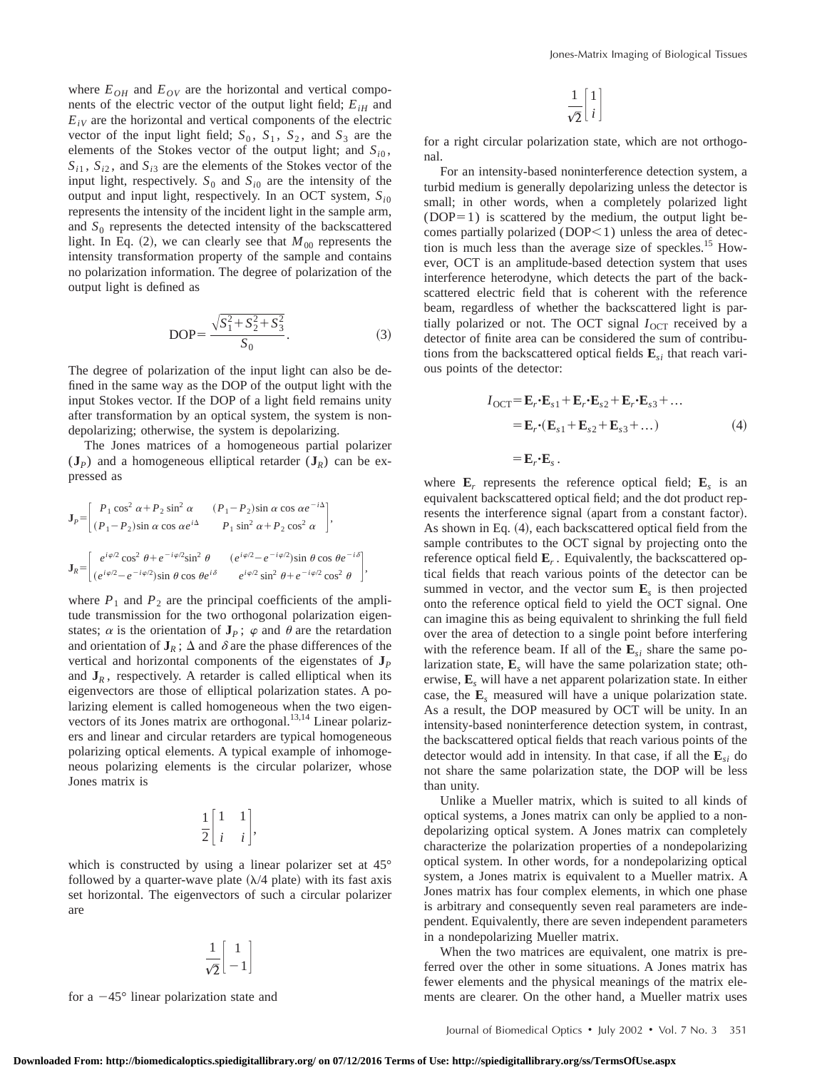where $E_{OH}$ and $E_{OV}$ are the horizontal and vertical components of the electric vector of the output light field; $E_{iH}$ and $E_{iV}$ are the horizontal and vertical components of the electric vector of the input light field; $S_0$, $S_1$, $S_2$, and $S_3$ are the elements of the Stokes vector of the output light; and $S_{i0}$, $S_{i1}$, $S_{i2}$, and $S_{i3}$ are the elements of the Stokes vector of the input light, respectively. $S_0$ and $S_{i0}$ are the intensity of the output and input light, respectively. In an OCT system, $S_{i0}$ represents the intensity of the incident light in the sample arm, and $S_0$ represents the detected intensity of the backscattered light. In Eq. (2), we can clearly see that $M_{00}$ represents the intensity transformation property of the sample and contains no polarization information. The degree of polarization of the output light is defined as

$$\mathrm{DOP}=\frac{\sqrt{S_1^2+S_2^2+S_3^2}}{S_0}. \tag{3}$$

The degree of polarization of the input light can also be defined in the same way as the DOP of the output light with the input Stokes vector. If the DOP of a light field remains unity after transformation by an optical system, the system is nondepolarizing; otherwise, the system is depolarizing.

The Jones matrices of a homogeneous partial polarizer ($\mathbf{J}_P$) and a homogeneous elliptical retarder ($\mathbf{J}_R$) can be expressed as

$$\mathbf{J}_P=\begin{bmatrix} P_1\cos^2\alpha+P_2\sin^2\alpha & (P_1-P_2)\sin\alpha\cos\alpha e^{-i\Delta} \\ (P_1-P_2)\sin\alpha\cos\alpha e^{i\Delta} & P_1\sin^2\alpha+P_2\cos^2\alpha \end{bmatrix},$$

$$\mathbf{J}_R=\begin{bmatrix} e^{i\varphi/2}\cos^2\theta+e^{-i\varphi/2}\sin^2\theta & (e^{i\varphi/2}-e^{-i\varphi/2})\sin\theta\cos\theta e^{-i\delta} \\ (e^{i\varphi/2}-e^{-i\varphi/2})\sin\theta\cos\theta e^{i\delta} & e^{i\varphi/2}\sin^2\theta+e^{-i\varphi/2}\cos^2\theta \end{bmatrix},$$

where $P_1$ and $P_2$ are the principal coefficients of the amplitude transmission for the two orthogonal polarization eigenstates; $\alpha$ is the orientation of $\mathbf{J}_P$; $\varphi$ and $\theta$ are the retardation and orientation of $\mathbf{J}_R$; $\Delta$ and $\delta$ are the phase differences of the vertical and horizontal components of the eigenstates of $\mathbf{J}_P$ and $\mathbf{J}_R$, respectively. A retarder is called elliptical when its eigenvectors are those of elliptical polarization states. A polarizing element is called homogeneous when the two eigenvectors of its Jones matrix are orthogonal.[13,14] Linear polarizers and linear and circular retarders are typical homogeneous polarizing optical elements. A typical example of inhomogeneous polarizing elements is the circular polarizer, whose Jones matrix is

$$\frac{1}{2}\begin{bmatrix} 1 & 1 \\ i & i \end{bmatrix},$$

which is constructed by using a linear polarizer set at 45° followed by a quarter-wave plate ($\lambda/4$ plate) with its fast axis set horizontal. The eigenvectors of such a circular polarizer are

$$\frac{1}{\sqrt{2}}\begin{bmatrix} 1 \\ -1 \end{bmatrix}$$

for a −45° linear polarization state and

$$\frac{1}{\sqrt{2}}\begin{bmatrix} 1 \\ i \end{bmatrix}$$

for a right circular polarization state, which are not orthogonal.

For an intensity-based noninterference detection system, a turbid medium is generally depolarizing unless the detector is small; in other words, when a completely polarized light ($\mathrm{DOP}=1$) is scattered by the medium, the output light becomes partially polarized ($\mathrm{DOP}<1$) unless the area of detection is much less than the average size of speckles.[15] However, OCT is an amplitude-based detection system that uses interference heterodyne, which detects the part of the backscattered electric field that is coherent with the reference beam, regardless of whether the backscattered light is partially polarized or not. The OCT signal $I_{\mathrm{OCT}}$ received by a detector of finite area can be considered the sum of contributions from the backscattered optical fields $\mathbf{E}_{si}$ that reach various points of the detector:

$$\begin{aligned} I_{\mathrm{OCT}} &= \mathbf{E}_r\cdot\mathbf{E}_{s1}+\mathbf{E}_r\cdot\mathbf{E}_{s2}+\mathbf{E}_r\cdot\mathbf{E}_{s3}+\ldots \\ &= \mathbf{E}_r\cdot(\mathbf{E}_{s1}+\mathbf{E}_{s2}+\mathbf{E}_{s3}+\ldots) \\ &= \mathbf{E}_r\cdot\mathbf{E}_s. \end{aligned} \tag{4}$$

where $\mathbf{E}_r$ represents the reference optical field; $\mathbf{E}_s$ is an equivalent backscattered optical field; and the dot product represents the interference signal (apart from a constant factor). As shown in Eq. (4), each backscattered optical field from the sample contributes to the OCT signal by projecting onto the reference optical field $\mathbf{E}_r$. Equivalently, the backscattered optical fields that reach various points of the detector can be summed in vector, and the vector sum $\mathbf{E}_s$ is then projected onto the reference optical field to yield the OCT signal. One can imagine this as being equivalent to shrinking the full field over the area of detection to a single point before interfering with the reference beam. If all of the $\mathbf{E}_{si}$ share the same polarization state, $\mathbf{E}_s$ will have the same polarization state; otherwise, $\mathbf{E}_s$ will have a net apparent polarization state. In either case, the $\mathbf{E}_s$ measured will have a unique polarization state. As a result, the DOP measured by OCT will be unity. In an intensity-based noninterference detection system, in contrast, the backscattered optical fields that reach various points of the detector would add in intensity. In that case, if all the $\mathbf{E}_{si}$ do not share the same polarization state, the DOP will be less than unity.

Unlike a Mueller matrix, which is suited to all kinds of optical systems, a Jones matrix can only be applied to a nondepolarizing optical system. A Jones matrix can completely characterize the polarization properties of a nondepolarizing optical system. In other words, for a nondepolarizing optical system, a Jones matrix is equivalent to a Mueller matrix. A Jones matrix has four complex elements, in which one phase is arbitrary and consequently seven real parameters are independent. Equivalently, there are seven independent parameters in a nondepolarizing Mueller matrix.

When the two matrices are equivalent, one matrix is preferred over the other in some situations. A Jones matrix has fewer elements and the physical meanings of the matrix elements are clearer. On the other hand, a Mueller matrix uses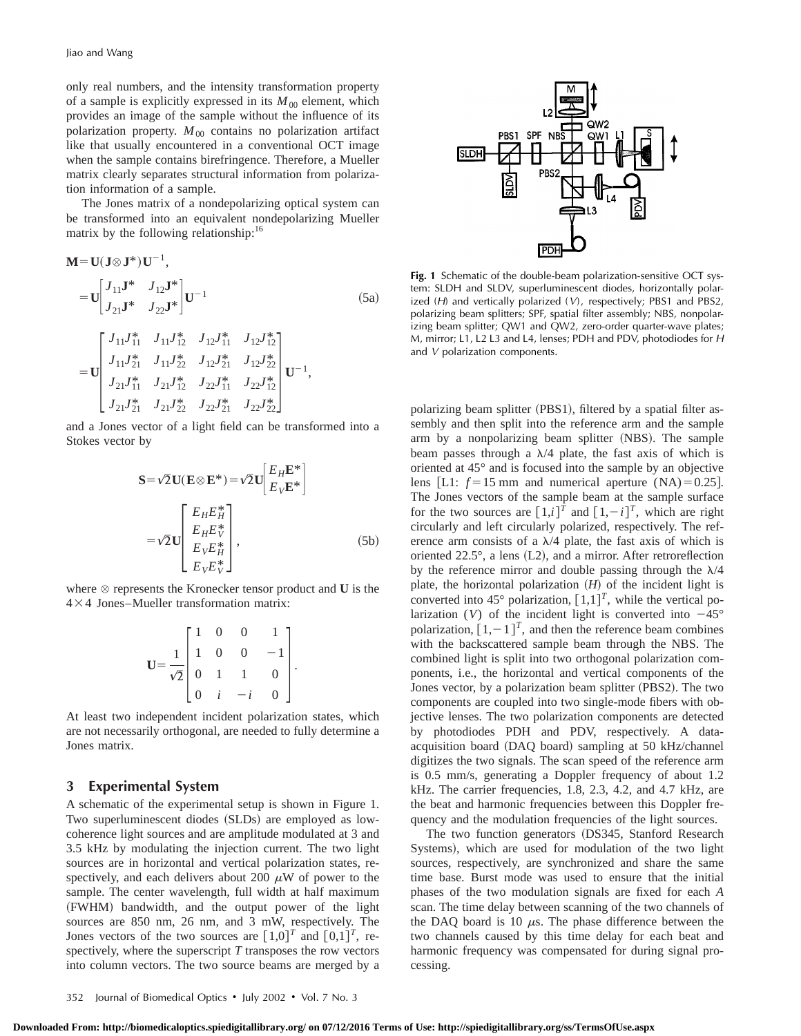only real numbers, and the intensity transformation property of a sample is explicitly expressed in its $M_{00}$ element, which provides an image of the sample without the influence of its polarization property. $M_{00}$ contains no polarization artifact like that usually encountered in a conventional OCT image when the sample contains birefringence. Therefore, a Mueller matrix clearly separates structural information from polarization information of a sample.

The Jones matrix of a nondepolarizing optical system can be transformed into an equivalent nondepolarizing Mueller matrix by the following relationship:[16]

$$
\begin{aligned}
\mathbf{M} &= \mathbf{U}(\mathbf{J}\otimes\mathbf{J}^*)\mathbf{U}^{-1}, \\
&= \mathbf{U}\begin{bmatrix} J_{11}\mathbf{J}^* & J_{12}\mathbf{J}^* \\ J_{21}\mathbf{J}^* & J_{22}\mathbf{J}^* \end{bmatrix}\mathbf{U}^{-1} \qquad (5a)\\
&= \mathbf{U}\begin{bmatrix} J_{11}J_{11}^* & J_{11}J_{12}^* & J_{12}J_{11}^* & J_{12}J_{12}^* \\ J_{11}J_{21}^* & J_{11}J_{22}^* & J_{12}J_{21}^* & J_{12}J_{22}^* \\ J_{21}J_{11}^* & J_{21}J_{12}^* & J_{22}J_{11}^* & J_{22}J_{12}^* \\ J_{21}J_{21}^* & J_{21}J_{22}^* & J_{22}J_{21}^* & J_{22}J_{22}^* \end{bmatrix}\mathbf{U}^{-1},
\end{aligned}
$$

and a Jones vector of a light field can be transformed into a Stokes vector by

$$
\mathbf{S}=\sqrt{2}\mathbf{U}(\mathbf{E}\otimes\mathbf{E}^*)=\sqrt{2}\mathbf{U}\begin{bmatrix} E_H\mathbf{E}^* \\ E_V\mathbf{E}^* \end{bmatrix} = \sqrt{2}\mathbf{U}\begin{bmatrix} E_HE_H^* \\ E_HE_V^* \\ E_VE_H^* \\ E_VE_V^* \end{bmatrix}, \qquad (5b)
$$

where $\otimes$ represents the Kronecker tensor product and $\mathbf{U}$ is the $4\times 4$ Jones–Mueller transformation matrix:

$$
\mathbf{U}=\frac{1}{\sqrt{2}}\begin{bmatrix} 1 & 0 & 0 & 1 \\ 1 & 0 & 0 & -1 \\ 0 & 1 & 1 & 0 \\ 0 & i & -i & 0 \end{bmatrix}.
$$

At least two independent incident polarization states, which are not necessarily orthogonal, are needed to fully determine a Jones matrix.

## 3 Experimental System

A schematic of the experimental setup is shown in Figure 1. Two superluminescent diodes (SLDs) are employed as low-coherence light sources and are amplitude modulated at 3 and 3.5 kHz by modulating the injection current. The two light sources are in horizontal and vertical polarization states, respectively, and each delivers about 200 $\mu$W of power to the sample. The center wavelength, full width at half maximum (FWHM) bandwidth, and the output power of the light sources are 850 nm, 26 nm, and 3 mW, respectively. The Jones vectors of the two sources are $[1,0]^T$ and $[0,1]^T$, respectively, where the superscript $T$ transposes the row vectors into column vectors. The two source beams are merged by a polarizing beam splitter (PBS1), filtered by a spatial filter assembly and then split into the reference arm and the sample arm by a nonpolarizing beam splitter (NBS). The sample beam passes through a $\lambda/4$ plate, the fast axis of which is oriented at 45° and is focused into the sample by an objective lens [L1: $f=15$ mm and numerical aperture (NA)$=0.25$]. The Jones vectors of the sample beam at the sample surface for the two sources are $[1,i]^T$ and $[1,-i]^T$, which are right circularly and left circularly polarized, respectively. The reference arm consists of a $\lambda/4$ plate, the fast axis of which is oriented 22.5°, a lens (L2), and a mirror. After retroreflection by the reference mirror and double passing through the $\lambda/4$ plate, the horizontal polarization ($H$) of the incident light is converted into 45° polarization, $[1,1]^T$, while the vertical polarization ($V$) of the incident light is converted into $-45°$ polarization, $[1,-1]^T$, and then the reference beam combines with the backscattered sample beam through the NBS. The combined light is split into two orthogonal polarization components, i.e., the horizontal and vertical components of the Jones vector, by a polarization beam splitter (PBS2). The two components are coupled into two single-mode fibers with objective lenses. The two polarization components are detected by photodiodes PDH and PDV, respectively. A data-acquisition board (DAQ board) sampling at 50 kHz/channel digitizes the two signals. The scan speed of the reference arm is 0.5 mm/s, generating a Doppler frequency of about 1.2 kHz. The carrier frequencies, 1.8, 2.3, 4.2, and 4.7 kHz, are the beat and harmonic frequencies between this Doppler frequency and the modulation frequencies of the light sources.

**Fig. 1** Schematic of the double-beam polarization-sensitive OCT system: SLDH and SLDV, superluminescent diodes, horizontally polarized ($H$) and vertically polarized ($V$), respectively; PBS1 and PBS2, polarizing beam splitters; SPF, spatial filter assembly; NBS, nonpolarizing beam splitter; QW1 and QW2, zero-order quarter-wave plates; M, mirror; L1, L2 L3 and L4, lenses; PDH and PDV, photodiodes for $H$ and $V$ polarization components.

The two function generators (DS345, Stanford Research Systems), which are used for modulation of the two light sources, respectively, are synchronized and share the same time base. Burst mode was used to ensure that the initial phases of the two modulation signals are fixed for each $A$ scan. The time delay between scanning of the two channels of the DAQ board is 10 $\mu$s. The phase difference between the two channels caused by this time delay for each beat and harmonic frequency was compensated for during signal processing.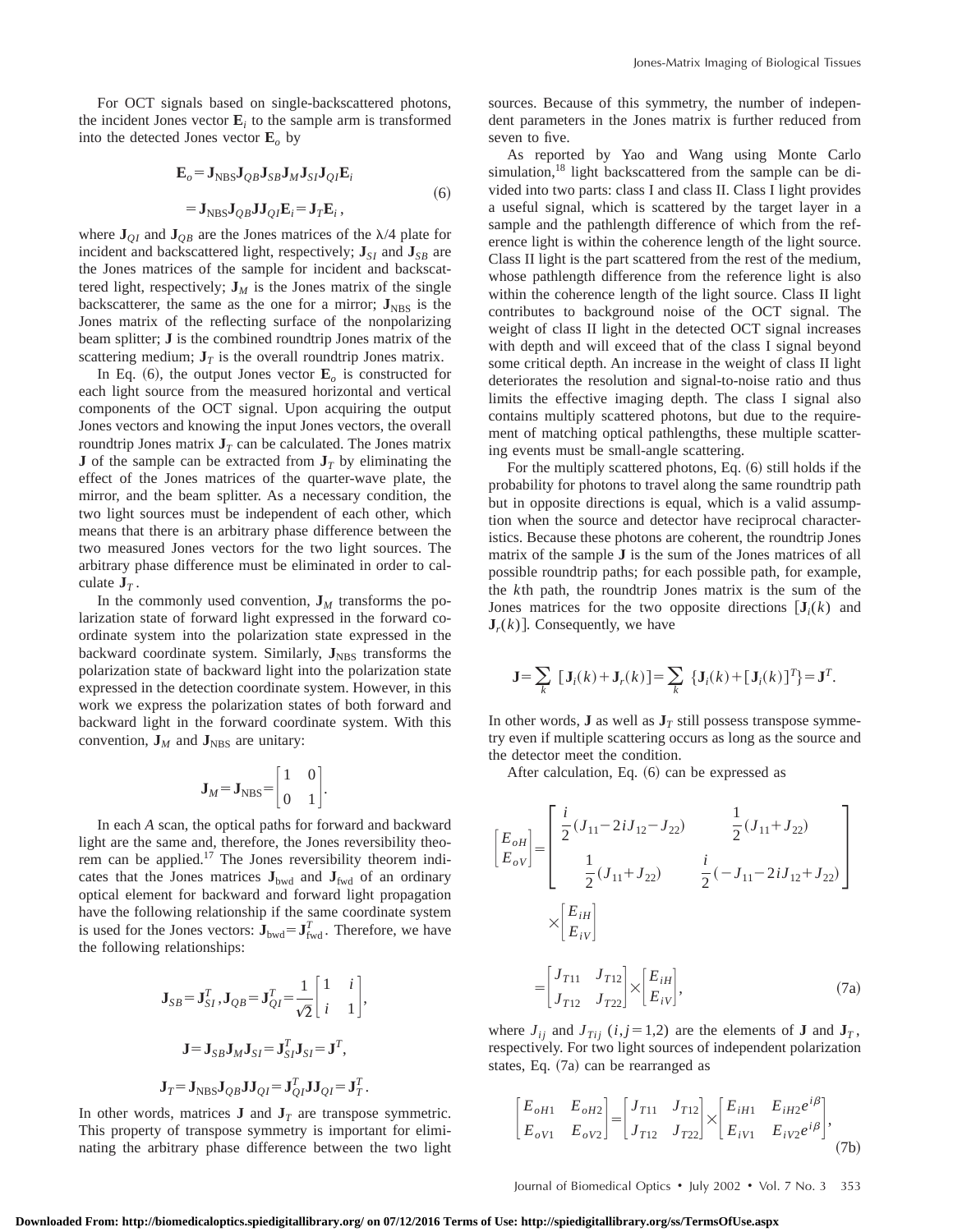For OCT signals based on single-backscattered photons, the incident Jones vector $\mathbf{E}_i$ to the sample arm is transformed into the detected Jones vector $\mathbf{E}_o$ by

$$\begin{aligned}\mathbf{E}_o &= \mathbf{J}_{\text{NBS}}\mathbf{J}_{QB}\mathbf{J}_{SB}\mathbf{J}_M\mathbf{J}_{SI}\mathbf{J}_{QI}\mathbf{E}_i \\ &= \mathbf{J}_{\text{NBS}}\mathbf{J}_{QB}\mathbf{J}\mathbf{J}_{QI}\mathbf{E}_i = \mathbf{J}_T\mathbf{E}_i,\end{aligned} \tag{6}$$

where $\mathbf{J}_{QI}$ and $\mathbf{J}_{QB}$ are the Jones matrices of the $\lambda/4$ plate for incident and backscattered light, respectively; $\mathbf{J}_{SI}$ and $\mathbf{J}_{SB}$ are the Jones matrices of the sample for incident and backscattered light, respectively; $\mathbf{J}_M$ is the Jones matrix of the single backscatterer, the same as the one for a mirror; $\mathbf{J}_{\text{NBS}}$ is the Jones matrix of the reflecting surface of the nonpolarizing beam splitter; $\mathbf{J}$ is the combined roundtrip Jones matrix of the scattering medium; $\mathbf{J}_T$ is the overall roundtrip Jones matrix.

In Eq. (6), the output Jones vector $\mathbf{E}_o$ is constructed for each light source from the measured horizontal and vertical components of the OCT signal. Upon acquiring the output Jones vectors and knowing the input Jones vectors, the overall roundtrip Jones matrix $\mathbf{J}_T$ can be calculated. The Jones matrix $\mathbf{J}$ of the sample can be extracted from $\mathbf{J}_T$ by eliminating the effect of the Jones matrices of the quarter-wave plate, the mirror, and the beam splitter. As a necessary condition, the two light sources must be independent of each other, which means that there is an arbitrary phase difference between the two measured Jones vectors for the two light sources. The arbitrary phase difference must be eliminated in order to calculate $\mathbf{J}_T$.

In the commonly used convention, $\mathbf{J}_M$ transforms the polarization state of forward light expressed in the forward coordinate system into the polarization state expressed in the backward coordinate system. Similarly, $\mathbf{J}_{\text{NBS}}$ transforms the polarization state of backward light into the polarization state expressed in the detection coordinate system. However, in this work we express the polarization states of both forward and backward light in the forward coordinate system. With this convention, $\mathbf{J}_M$ and $\mathbf{J}_{\text{NBS}}$ are unitary:

$$\mathbf{J}_M = \mathbf{J}_{\text{NBS}} = \begin{bmatrix} 1 & 0 \\ 0 & 1 \end{bmatrix}.$$

In each *A* scan, the optical paths for forward and backward light are the same and, therefore, the Jones reversibility theorem can be applied.[17] The Jones reversibility theorem indicates that the Jones matrices $\mathbf{J}_{\text{bwd}}$ and $\mathbf{J}_{\text{fwd}}$ of an ordinary optical element for backward and forward light propagation have the following relationship if the same coordinate system is used for the Jones vectors: $\mathbf{J}_{\text{bwd}} = \mathbf{J}_{\text{fwd}}^T$. Therefore, we have the following relationships:

$$\mathbf{J}_{SB} = \mathbf{J}_{SI}^T, \mathbf{J}_{QB} = \mathbf{J}_{QI}^T = \frac{1}{\sqrt{2}}\begin{bmatrix} 1 & i \\ i & 1 \end{bmatrix},$$

$$\mathbf{J} = \mathbf{J}_{SB}\mathbf{J}_M\mathbf{J}_{SI} = \mathbf{J}_{SI}^T\mathbf{J}_{SI} = \mathbf{J}^T,$$

$$\mathbf{J}_T = \mathbf{J}_{\text{NBS}}\mathbf{J}_{QB}\mathbf{J}\mathbf{J}_{QI} = \mathbf{J}_{QI}^T\mathbf{J}\mathbf{J}_{QI} = \mathbf{J}_T^T.$$

In other words, matrices $\mathbf{J}$ and $\mathbf{J}_T$ are transpose symmetric. This property of transpose symmetry is important for eliminating the arbitrary phase difference between the two light sources. Because of this symmetry, the number of independent parameters in the Jones matrix is further reduced from seven to five.

As reported by Yao and Wang using Monte Carlo simulation,[18] light backscattered from the sample can be divided into two parts: class I and class II. Class I light provides a useful signal, which is scattered by the target layer in a sample and the pathlength difference of which from the reference light is within the coherence length of the light source. Class II light is the part scattered from the rest of the medium, whose pathlength difference from the reference light is also within the coherence length of the light source. Class II light contributes to background noise of the OCT signal. The weight of class II light in the detected OCT signal increases with depth and will exceed that of the class I signal beyond some critical depth. An increase in the weight of class II light deteriorates the resolution and signal-to-noise ratio and thus limits the effective imaging depth. The class I signal also contains multiply scattered photons, but due to the requirement of matching optical pathlengths, these multiple scattering events must be small-angle scattering.

For the multiply scattered photons, Eq. (6) still holds if the probability for photons to travel along the same roundtrip path but in opposite directions is equal, which is a valid assumption when the source and detector have reciprocal characteristics. Because these photons are coherent, the roundtrip Jones matrix of the sample $\mathbf{J}$ is the sum of the Jones matrices of all possible roundtrip paths; for each possible path, for example, the $k$th path, the roundtrip Jones matrix is the sum of the Jones matrices for the two opposite directions $[\mathbf{J}_i(k)$ and $\mathbf{J}_r(k)]$. Consequently, we have

$$\mathbf{J} = \sum_k \left[\mathbf{J}_i(k) + \mathbf{J}_r(k)\right] = \sum_k \left\{\mathbf{J}_i(k) + [\mathbf{J}_i(k)]^T\right\} = \mathbf{J}^T.$$

In other words, $\mathbf{J}$ as well as $\mathbf{J}_T$ still possess transpose symmetry even if multiple scattering occurs as long as the source and the detector meet the condition.

After calculation, Eq. (6) can be expressed as

$$\begin{aligned}\begin{bmatrix} E_{oH} \\ E_{oV} \end{bmatrix} &= \begin{bmatrix} \frac{i}{2}(J_{11} - 2iJ_{12} - J_{22}) & \frac{1}{2}(J_{11} + J_{22}) \\ \frac{1}{2}(J_{11} + J_{22}) & \frac{i}{2}(-J_{11} - 2iJ_{12} + J_{22}) \end{bmatrix} \times \begin{bmatrix} E_{iH} \\ E_{iV} \end{bmatrix} \\ &= \begin{bmatrix} J_{T11} & J_{T12} \\ J_{T12} & J_{T22} \end{bmatrix} \times \begin{bmatrix} E_{iH} \\ E_{iV} \end{bmatrix},\end{aligned} \tag{7a}$$

where $J_{ij}$ and $J_{Tij}$ $(i,j = 1,2)$ are the elements of $\mathbf{J}$ and $\mathbf{J}_T$, respectively. For two light sources of independent polarization states, Eq. (7a) can be rearranged as

$$\begin{bmatrix} E_{oH1} & E_{oH2} \\ E_{oV1} & E_{oV2} \end{bmatrix} = \begin{bmatrix} J_{T11} & J_{T12} \\ J_{T12} & J_{T22} \end{bmatrix} \times \begin{bmatrix} E_{iH1} & E_{iH2}e^{i\beta} \\ E_{iV1} & E_{iV2}e^{i\beta} \end{bmatrix}, \tag{7b}$$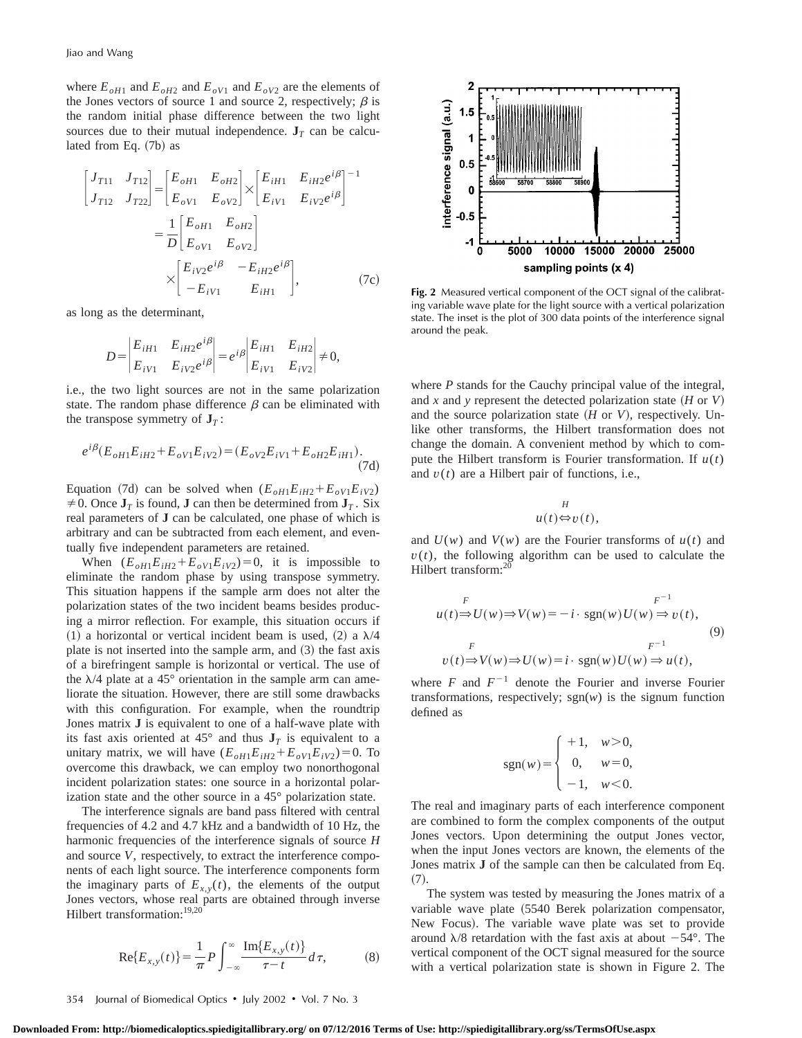where $E_{oH1}$ and $E_{oH2}$ and $E_{oV1}$ and $E_{oV2}$ are the elements of the Jones vectors of source 1 and source 2, respectively; $\beta$ is the random initial phase difference between the two light sources due to their mutual independence. $\mathbf{J}_T$ can be calculated from Eq. (7b) as

$$\begin{bmatrix} J_{T11} & J_{T12} \\ J_{T12} & J_{T22} \end{bmatrix} = \begin{bmatrix} E_{oH1} & E_{oH2} \\ E_{oV1} & E_{oV2} \end{bmatrix} \times \begin{bmatrix} E_{iH1} & E_{iH2}e^{i\beta} \\ E_{iV1} & E_{iV2}e^{i\beta} \end{bmatrix}^{-1} = \frac{1}{D} \begin{bmatrix} E_{oH1} & E_{oH2} \\ E_{oV1} & E_{oV2} \end{bmatrix} \times \begin{bmatrix} E_{iV2}e^{i\beta} & -E_{iH2}e^{i\beta} \\ -E_{iV1} & E_{iH1} \end{bmatrix}, \tag{7c}$$

as long as the determinant,

$$D = \begin{vmatrix} E_{iH1} & E_{iH2}e^{i\beta} \\ E_{iV1} & E_{iV2}e^{i\beta} \end{vmatrix} = e^{i\beta} \begin{vmatrix} E_{iH1} & E_{iH2} \\ E_{iV1} & E_{iV2} \end{vmatrix} \neq 0,$$

i.e., the two light sources are not in the same polarization state. The random phase difference $\beta$ can be eliminated with the transpose symmetry of $\mathbf{J}_T$:

$$e^{i\beta}(E_{oH1}E_{iH2} + E_{oV1}E_{iV2}) = (E_{oV2}E_{iV1} + E_{oH2}E_{iH1}). \tag{7d}$$

Equation (7d) can be solved when $(E_{oH1}E_{iH2} + E_{oV1}E_{iV2}) \neq 0$. Once $\mathbf{J}_T$ is found, $\mathbf{J}$ can then be determined from $\mathbf{J}_T$. Six real parameters of $\mathbf{J}$ can be calculated, one phase of which is arbitrary and can be subtracted from each element, and eventually five independent parameters are retained.

When $(E_{oH1}E_{iH2} + E_{oV1}E_{iV2}) = 0$, it is impossible to eliminate the random phase by using transpose symmetry. This situation happens if the sample arm does not alter the polarization states of the two incident beams besides producing a mirror reflection. For example, this situation occurs if (1) a horizontal or vertical incident beam is used, (2) a $\lambda/4$ plate is not inserted into the sample arm, and (3) the fast axis of a birefringent sample is horizontal or vertical. The use of the $\lambda/4$ plate at a 45° orientation in the sample arm can ameliorate the situation. However, there are still some drawbacks with this configuration. For example, when the roundtrip Jones matrix $\mathbf{J}$ is equivalent to one of a half-wave plate with its fast axis oriented at 45° and thus $\mathbf{J}_T$ is equivalent to a unitary matrix, we will have $(E_{oH1}E_{iH2} + E_{oV1}E_{iV2}) = 0$. To overcome this drawback, we can employ two nonorthogonal incident polarization states: one source in a horizontal polarization state and the other source in a 45° polarization state.

The interference signals are band pass filtered with central frequencies of 4.2 and 4.7 kHz and a bandwidth of 10 Hz, the harmonic frequencies of the interference signals of source $H$ and source $V$, respectively, to extract the interference components of each light source. The interference components form the imaginary parts of $E_{x,y}(t)$, the elements of the output Jones vectors, whose real parts are obtained through inverse Hilbert transformation:[19,20]

$$\mathrm{Re}\{E_{x,y}(t)\} = \frac{1}{\pi} P \int_{-\infty}^{\infty} \frac{\mathrm{Im}\{E_{x,y}(t)\}}{\tau - t} d\tau, \tag{8}$$

**Fig. 2** Measured vertical component of the OCT signal of the calibrating variable wave plate for the light source with a vertical polarization state. The inset is the plot of 300 data points of the interference signal around the peak.

where $P$ stands for the Cauchy principal value of the integral, and $x$ and $y$ represent the detected polarization state ($H$ or $V$) and the source polarization state ($H$ or $V$), respectively. Unlike other transforms, the Hilbert transformation does not change the domain. A convenient method by which to compute the Hilbert transform is Fourier transformation. If $u(t)$ and $v(t)$ are a Hilbert pair of functions, i.e.,

$$u(t) \overset{H}{\Leftrightarrow} v(t),$$

and $U(w)$ and $V(w)$ are the Fourier transforms of $u(t)$ and $v(t)$, the following algorithm can be used to calculate the Hilbert transform:[20]

$$\begin{aligned} u(t) &\overset{F}{\Rightarrow} U(w) \Rightarrow V(w) = -i \cdot \mathrm{sgn}(w) U(w) \overset{F^{-1}}{\Rightarrow} v(t), \\ v(t) &\overset{F}{\Rightarrow} V(w) \Rightarrow U(w) = i \cdot \mathrm{sgn}(w) U(w) \overset{F^{-1}}{\Rightarrow} u(t), \end{aligned} \tag{9}$$

where $F$ and $F^{-1}$ denote the Fourier and inverse Fourier transformations, respectively; $\mathrm{sgn}(w)$ is the signum function defined as

$$\mathrm{sgn}(w) = \begin{cases} +1, & w > 0, \\ 0, & w = 0, \\ -1, & w < 0. \end{cases}$$

The real and imaginary parts of each interference component are combined to form the complex components of the output Jones vectors. Upon determining the output Jones vector, when the input Jones vectors are known, the elements of the Jones matrix $\mathbf{J}$ of the sample can then be calculated from Eq. (7).

The system was tested by measuring the Jones matrix of a variable wave plate (5540 Berek polarization compensator, New Focus). The variable wave plate was set to provide around $\lambda/8$ retardation with the fast axis at about −54°. The vertical component of the OCT signal measured for the source with a vertical polarization state is shown in Figure 2. The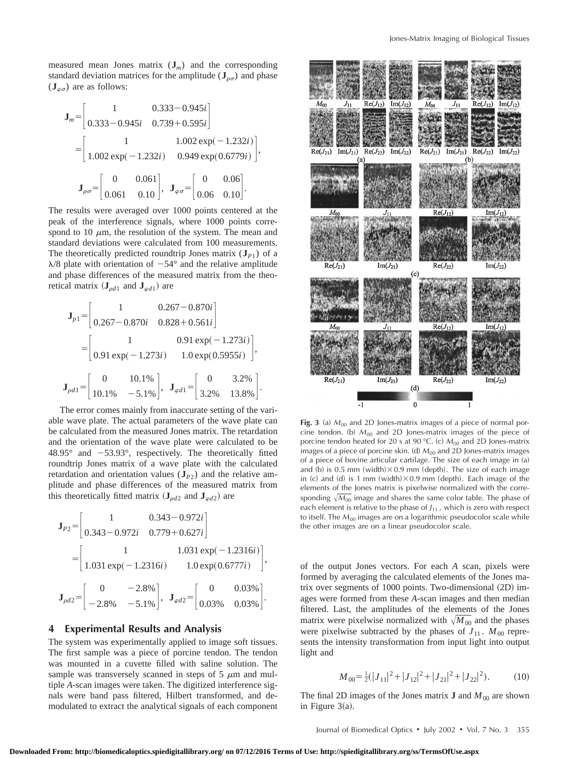measured mean Jones matrix ($\mathbf{J}_m$) and the corresponding standard deviation matrices for the amplitude ($\mathbf{J}_{\rho\sigma}$) and phase ($\mathbf{J}_{\varphi\sigma}$) are as follows:

$$\mathbf{J}_m = \begin{bmatrix} 1 & 0.333-0.945i \\ 0.333-0.945i & 0.739+0.595i \end{bmatrix}$$

$$= \begin{bmatrix} 1 & 1.002\exp(-1.232i) \\ 1.002\exp(-1.232i) & 0.949\exp(0.6779i) \end{bmatrix},$$

$$\mathbf{J}_{\rho\sigma} = \begin{bmatrix} 0 & 0.061 \\ 0.061 & 0.10 \end{bmatrix}, \quad \mathbf{J}_{\varphi\sigma} = \begin{bmatrix} 0 & 0.06 \\ 0.06 & 0.10 \end{bmatrix}.$$

The results were averaged over 1000 points centered at the peak of the interference signals, where 1000 points correspond to 10 $\mu$m, the resolution of the system. The mean and standard deviations were calculated from 100 measurements. The theoretically predicted roundtrip Jones matrix ($\mathbf{J}_{P1}$) of a $\lambda/8$ plate with orientation of $-54°$ and the relative amplitude and phase differences of the measured matrix from the theoretical matrix ($\mathbf{J}_{\rho d1}$ and $\mathbf{J}_{\varphi d1}$) are

$$\mathbf{J}_{p1} = \begin{bmatrix} 1 & 0.267-0.870i \\ 0.267-0.870i & 0.828+0.561i \end{bmatrix}$$

$$= \begin{bmatrix} 1 & 0.91\exp(-1.273i) \\ 0.91\exp(-1.273i) & 1.0\exp(0.5955i) \end{bmatrix},$$

$$\mathbf{J}_{\rho d1} = \begin{bmatrix} 0 & 10.1\% \\ 10.1\% & -5.1\% \end{bmatrix}, \quad \mathbf{J}_{\varphi d1} = \begin{bmatrix} 0 & 3.2\% \\ 3.2\% & 13.8\% \end{bmatrix}.$$

The error comes mainly from inaccurate setting of the variable wave plate. The actual parameters of the wave plate can be calculated from the measured Jones matrix. The retardation and the orientation of the wave plate were calculated to be 48.95° and $-53.93°$, respectively. The theoretically fitted roundtrip Jones matrix of a wave plate with the calculated retardation and orientation values ($\mathbf{J}_{P2}$) and the relative amplitude and phase differences of the measured matrix from this theoretically fitted matrix ($\mathbf{J}_{\rho d2}$ and $\mathbf{J}_{\varphi d2}$) are

$$\mathbf{J}_{P2} = \begin{bmatrix} 1 & 0.343-0.972i \\ 0.343-0.972i & 0.779+0.627i \end{bmatrix}$$

$$= \begin{bmatrix} 1 & 1.031\exp(-1.2316i) \\ 1.031\exp(-1.2316i) & 1.0\exp(0.6777i) \end{bmatrix},$$

$$\mathbf{J}_{\rho d2} = \begin{bmatrix} 0 & -2.8\% \\ -2.8\% & -5.1\% \end{bmatrix}, \quad \mathbf{J}_{\varphi d2} = \begin{bmatrix} 0 & 0.03\% \\ 0.03\% & 0.03\% \end{bmatrix}.$$

## 4 Experimental Results and Analysis

The system was experimentally applied to image soft tissues. The first sample was a piece of porcine tendon. The tendon was mounted in a cuvette filled with saline solution. The sample was transversely scanned in steps of 5 $\mu$m and multiple *A*-scan images were taken. The digitized interference signals were band pass filtered, Hilbert transformed, and demodulated to extract the analytical signals of each component of the output Jones vectors. For each *A* scan, pixels were formed by averaging the calculated elements of the Jones matrix over segments of 1000 points. Two-dimensional (2D) images were formed from these *A*-scan images and then median filtered. Last, the amplitudes of the elements of the Jones matrix were pixelwise normalized with $\sqrt{M_{00}}$ and the phases were pixelwise subtracted by the phases of $J_{11}$. $M_{00}$ represents the intensity transformation from input light into output light and

$$M_{00} = \tfrac{1}{2}(|J_{11}|^2 + |J_{12}|^2 + |J_{21}|^2 + |J_{22}|^2). \tag{10}$$

The final 2D images of the Jones matrix $\mathbf{J}$ and $M_{00}$ are shown in Figure 3(a).

**Fig. 3** (a) $M_{00}$ and 2D Jones-matrix images of a piece of normal porcine tendon. (b) $M_{00}$ and 2D Jones-matrix images of the piece of porcine tendon heated for 20 s at 90 °C. (c) $M_{00}$ and 2D Jones-matrix images of a piece of porcine skin. (d) $M_{00}$ and 2D Jones-matrix images of a piece of bovine articular cartilage. The size of each image in (a) and (b) is 0.5 mm (width)×0.9 mm (depth). The size of each image in (c) and (d) is 1 mm (width)×0.9 mm (depth). Each image of the elements of the Jones matrix is pixelwise normalized with the corresponding $\sqrt{M_{00}}$ image and shares the same color table. The phase of each element is relative to the phase of $J_{11}$, which is zero with respect to itself. The $M_{00}$ images are on a logarithmic pseudocolor scale while the other images are on a linear pseudocolor scale.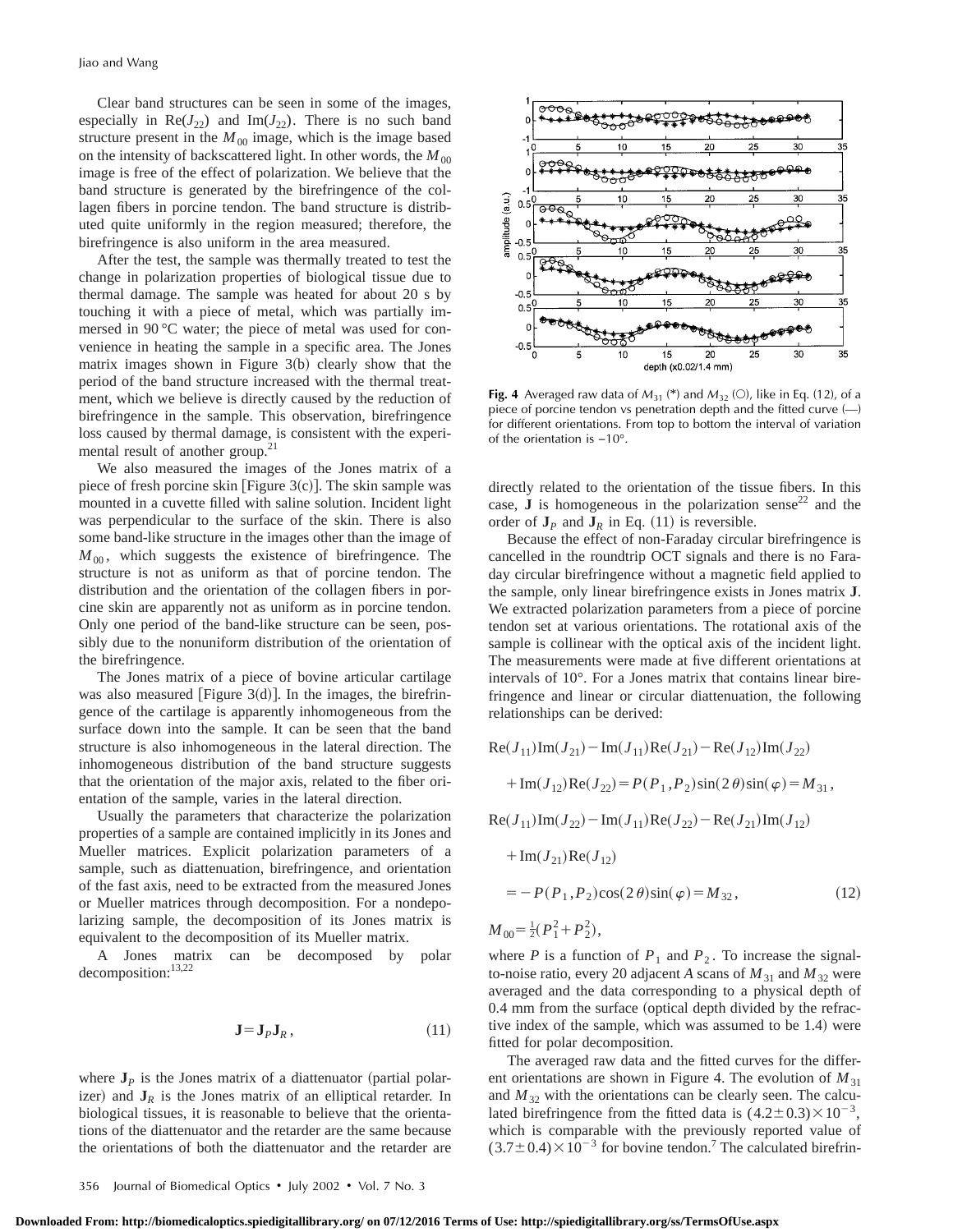Clear band structures can be seen in some of the images, especially in $\mathrm{Re}(J_{22})$ and $\mathrm{Im}(J_{22})$. There is no such band structure present in the $M_{00}$ image, which is the image based on the intensity of backscattered light. In other words, the $M_{00}$ image is free of the effect of polarization. We believe that the band structure is generated by the birefringence of the collagen fibers in porcine tendon. The band structure is distributed quite uniformly in the region measured; therefore, the birefringence is also uniform in the area measured.

After the test, the sample was thermally treated to test the change in polarization properties of biological tissue due to thermal damage. The sample was heated for about 20 s by touching it with a piece of metal, which was partially immersed in 90 °C water; the piece of metal was used for convenience in heating the sample in a specific area. The Jones matrix images shown in Figure 3(b) clearly show that the period of the band structure increased with the thermal treatment, which we believe is directly caused by the reduction of birefringence in the sample. This observation, birefringence loss caused by thermal damage, is consistent with the experimental result of another group.[21]

We also measured the images of the Jones matrix of a piece of fresh porcine skin [Figure 3(c)]. The skin sample was mounted in a cuvette filled with saline solution. Incident light was perpendicular to the surface of the skin. There is also some band-like structure in the images other than the image of $M_{00}$, which suggests the existence of birefringence. The structure is not as uniform as that of porcine tendon. The distribution and the orientation of the collagen fibers in porcine skin are apparently not as uniform as in porcine tendon. Only one period of the band-like structure can be seen, possibly due to the nonuniform distribution of the orientation of the birefringence.

The Jones matrix of a piece of bovine articular cartilage was also measured [Figure 3(d)]. In the images, the birefringence of the cartilage is apparently inhomogeneous from the surface down into the sample. It can be seen that the band structure is also inhomogeneous in the lateral direction. The inhomogeneous distribution of the band structure suggests that the orientation of the major axis, related to the fiber orientation of the sample, varies in the lateral direction.

Usually the parameters that characterize the polarization properties of a sample are contained implicitly in its Jones and Mueller matrices. Explicit polarization parameters of a sample, such as diattenuation, birefringence, and orientation of the fast axis, need to be extracted from the measured Jones or Mueller matrices through decomposition. For a nondepolarizing sample, the decomposition of its Jones matrix is equivalent to the decomposition of its Mueller matrix.

A Jones matrix can be decomposed by polar decomposition:[13,22]

$$\mathbf{J}=\mathbf{J}_P\mathbf{J}_R, \tag{11}$$

where $\mathbf{J}_P$ is the Jones matrix of a diattenuator (partial polarizer) and $\mathbf{J}_R$ is the Jones matrix of an elliptical retarder. In biological tissues, it is reasonable to believe that the orientations of the diattenuator and the retarder are the same because the orientations of both the diattenuator and the retarder are directly related to the orientation of the tissue fibers. In this case, $\mathbf{J}$ is homogeneous in the polarization sense[22] and the order of $\mathbf{J}_P$ and $\mathbf{J}_R$ in Eq. (11) is reversible.

Fig. 4 Averaged raw data of $M_{31}$ (*) and $M_{32}$ (○), like in Eq. (12), of a piece of porcine tendon vs penetration depth and the fitted curve (—) for different orientations. From top to bottom the interval of variation of the orientation is −10°.

Because the effect of non-Faraday circular birefringence is cancelled in the roundtrip OCT signals and there is no Faraday circular birefringence without a magnetic field applied to the sample, only linear birefringence exists in Jones matrix $\mathbf{J}$. We extracted polarization parameters from a piece of porcine tendon set at various orientations. The rotational axis of the sample is collinear with the optical axis of the incident light. The measurements were made at five different orientations at intervals of 10°. For a Jones matrix that contains linear birefringence and linear or circular diattenuation, the following relationships can be derived:

$$\begin{aligned}
&\mathrm{Re}(J_{11})\mathrm{Im}(J_{21})-\mathrm{Im}(J_{11})\mathrm{Re}(J_{21})-\mathrm{Re}(J_{12})\mathrm{Im}(J_{22})\\
&\quad+\mathrm{Im}(J_{12})\mathrm{Re}(J_{22})=P(P_1,P_2)\sin(2\theta)\sin(\varphi)=M_{31},\\
&\mathrm{Re}(J_{11})\mathrm{Im}(J_{22})-\mathrm{Im}(J_{11})\mathrm{Re}(J_{22})-\mathrm{Re}(J_{21})\mathrm{Im}(J_{12})\\
&\quad+\mathrm{Im}(J_{21})\mathrm{Re}(J_{12})\\
&\quad=-P(P_1,P_2)\cos(2\theta)\sin(\varphi)=M_{32},\\
&M_{00}=\tfrac{1}{2}(P_1^2+P_2^2),
\end{aligned} \tag{12}$$

where $P$ is a function of $P_1$ and $P_2$. To increase the signal-to-noise ratio, every 20 adjacent $A$ scans of $M_{31}$ and $M_{32}$ were averaged and the data corresponding to a physical depth of 0.4 mm from the surface (optical depth divided by the refractive index of the sample, which was assumed to be 1.4) were fitted for polar decomposition.

The averaged raw data and the fitted curves for the different orientations are shown in Figure 4. The evolution of $M_{31}$ and $M_{32}$ with the orientations can be clearly seen. The calculated birefringence from the fitted data is $(4.2\pm0.3)\times10^{-3}$, which is comparable with the previously reported value of $(3.7\pm0.4)\times10^{-3}$ for bovine tendon.[7] The calculated birefrin-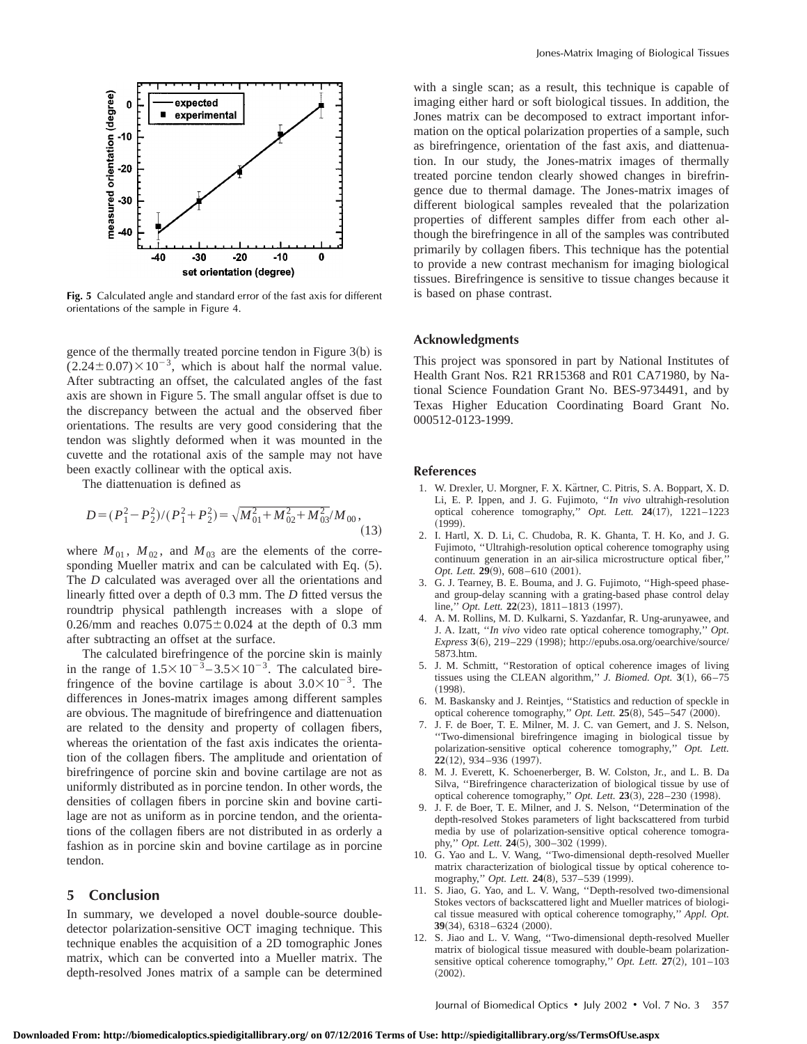Fig. 5 Calculated angle and standard error of the fast axis for different orientations of the sample in Figure 4.

gence of the thermally treated porcine tendon in Figure 3(b) is $(2.24\pm 0.07)\times 10^{-3}$, which is about half the normal value. After subtracting an offset, the calculated angles of the fast axis are shown in Figure 5. The small angular offset is due to the discrepancy between the actual and the observed fiber orientations. The results are very good considering that the tendon was slightly deformed when it was mounted in the cuvette and the rotational axis of the sample may not have been exactly collinear with the optical axis.

The diattenuation is defined as

$$D=(P_1^2-P_2^2)/(P_1^2+P_2^2)=\sqrt{M_{01}^2+M_{02}^2+M_{03}^2}/M_{00}, \tag{13}$$

where $M_{01}$, $M_{02}$, and $M_{03}$ are the elements of the corresponding Mueller matrix and can be calculated with Eq. (5). The $D$ calculated was averaged over all the orientations and linearly fitted over a depth of 0.3 mm. The $D$ fitted versus the roundtrip physical pathlength increases with a slope of 0.26/mm and reaches $0.075\pm 0.024$ at the depth of 0.3 mm after subtracting an offset at the surface.

The calculated birefringence of the porcine skin is mainly in the range of $1.5\times 10^{-3}-3.5\times 10^{-3}$. The calculated birefringence of the bovine cartilage is about $3.0\times 10^{-3}$. The differences in Jones-matrix images among different samples are obvious. The magnitude of birefringence and diattenuation are related to the density and property of collagen fibers, whereas the orientation of the fast axis indicates the orientation of the collagen fibers. The amplitude and orientation of birefringence of porcine skin and bovine cartilage are not as uniformly distributed as in porcine tendon. In other words, the densities of collagen fibers in porcine skin and bovine cartilage are not as uniform as in porcine tendon, and the orientations of the collagen fibers are not distributed in as orderly a fashion as in porcine skin and bovine cartilage as in porcine tendon.

## 5 Conclusion

In summary, we developed a novel double-source double-detector polarization-sensitive OCT imaging technique. This technique enables the acquisition of a 2D tomographic Jones matrix, which can be converted into a Mueller matrix. The depth-resolved Jones matrix of a sample can be determined with a single scan; as a result, this technique is capable of imaging either hard or soft biological tissues. In addition, the Jones matrix can be decomposed to extract important information on the optical polarization properties of a sample, such as birefringence, orientation of the fast axis, and diattenuation. In our study, the Jones-matrix images of thermally treated porcine tendon clearly showed changes in birefringence due to thermal damage. The Jones-matrix images of different biological samples revealed that the polarization properties of different samples differ from each other although the birefringence in all of the samples was contributed primarily by collagen fibers. This technique has the potential to provide a new contrast mechanism for imaging biological tissues. Birefringence is sensitive to tissue changes because it is based on phase contrast.

## Acknowledgments

This project was sponsored in part by National Institutes of Health Grant Nos. R21 RR15368 and R01 CA71980, by National Science Foundation Grant No. BES-9734491, and by Texas Higher Education Coordinating Board Grant No. 000512-0123-1999.

## References

1. W. Drexler, U. Morgner, F. X. Kärtner, C. Pitris, S. A. Boppart, X. D. Li, E. P. Ippen, and J. G. Fujimoto, "*In vivo* ultrahigh-resolution optical coherence tomography," *Opt. Lett.* **24**(17), 1221–1223 (1999).
2. I. Hartl, X. D. Li, C. Chudoba, R. K. Ghanta, T. H. Ko, and J. G. Fujimoto, "Ultrahigh-resolution optical coherence tomography using continuum generation in an air-silica microstructure optical fiber," *Opt. Lett.* **29**(9), 608–610 (2001).
3. G. J. Tearney, B. E. Bouma, and J. G. Fujimoto, "High-speed phase- and group-delay scanning with a grating-based phase control delay line," *Opt. Lett.* **22**(23), 1811–1813 (1997).
4. A. M. Rollins, M. D. Kulkarni, S. Yazdanfar, R. Ung-arunyawee, and J. A. Izatt, "*In vivo* video rate optical coherence tomography," *Opt. Express* **3**(6), 219–229 (1998); http://epubs.osa.org/oearchive/source/5873.htm.
5. J. M. Schmitt, "Restoration of optical coherence images of living tissues using the CLEAN algorithm," *J. Biomed. Opt.* **3**(1), 66–75 (1998).
6. M. Baskansky and J. Reintjes, "Statistics and reduction of speckle in optical coherence tomography," *Opt. Lett.* **25**(8), 545–547 (2000).
7. J. F. de Boer, T. E. Milner, M. J. C. van Gemert, and J. S. Nelson, "Two-dimensional birefringence imaging in biological tissue by polarization-sensitive optical coherence tomography," *Opt. Lett.* **22**(12), 934–936 (1997).
8. M. J. Everett, K. Schoenerberger, B. W. Colston, Jr., and L. B. Da Silva, "Birefringence characterization of biological tissue by use of optical coherence tomography," *Opt. Lett.* **23**(3), 228–230 (1998).
9. J. F. de Boer, T. E. Milner, and J. S. Nelson, "Determination of the depth-resolved Stokes parameters of light backscattered from turbid media by use of polarization-sensitive optical coherence tomography," *Opt. Lett.* **24**(5), 300–302 (1999).
10. G. Yao and L. V. Wang, "Two-dimensional depth-resolved Mueller matrix characterization of biological tissue by optical coherence tomography," *Opt. Lett.* **24**(8), 537–539 (1999).
11. S. Jiao, G. Yao, and L. V. Wang, "Depth-resolved two-dimensional Stokes vectors of backscattered light and Mueller matrices of biological tissue measured with optical coherence tomography," *Appl. Opt.* **39**(34), 6318–6324 (2000).
12. S. Jiao and L. V. Wang, "Two-dimensional depth-resolved Mueller matrix of biological tissue measured with double-beam polarization-sensitive optical coherence tomography," *Opt. Lett.* **27**(2), 101–103 (2002).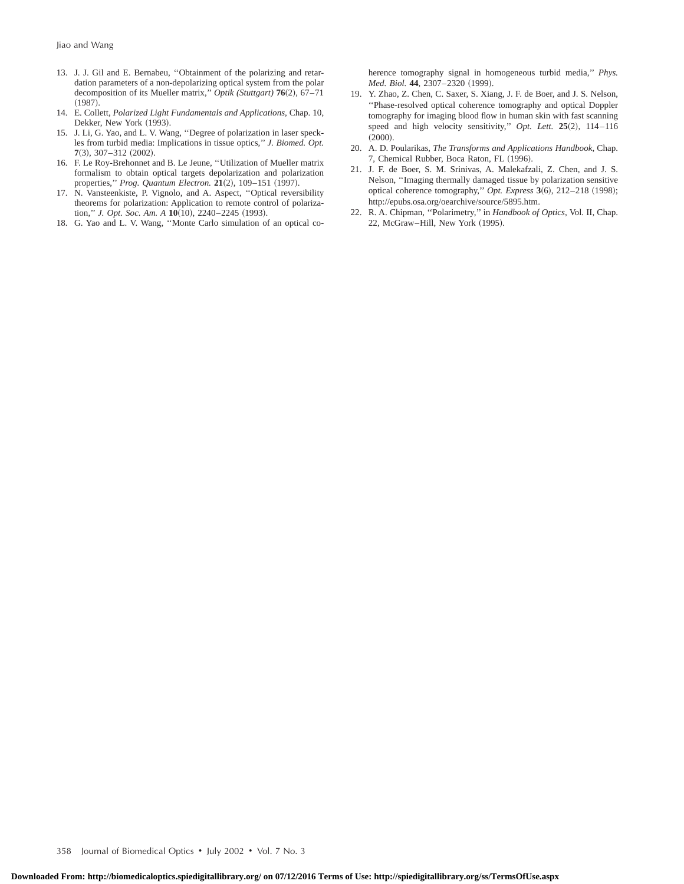13. J. J. Gil and E. Bernabeu, ''Obtainment of the polarizing and retardation parameters of a non-depolarizing optical system from the polar decomposition of its Mueller matrix,'' *Optik (Stuttgart)* **76**(2), 67–71 (1987).
14. E. Collett, *Polarized Light Fundamentals and Applications*, Chap. 10, Dekker, New York (1993).
15. J. Li, G. Yao, and L. V. Wang, ''Degree of polarization in laser speckles from turbid media: Implications in tissue optics,'' *J. Biomed. Opt.* **7**(3), 307–312 (2002).
16. F. Le Roy-Brehonnet and B. Le Jeune, ''Utilization of Mueller matrix formalism to obtain optical targets depolarization and polarization properties,'' *Prog. Quantum Electron.* **21**(2), 109–151 (1997).
17. N. Vansteenkiste, P. Vignolo, and A. Aspect, ''Optical reversibility theorems for polarization: Application to remote control of polarization,'' *J. Opt. Soc. Am. A* **10**(10), 2240–2245 (1993).
18. G. Yao and L. V. Wang, ''Monte Carlo simulation of an optical coherence tomography signal in homogeneous turbid media,'' *Phys. Med. Biol.* **44**, 2307–2320 (1999).
19. Y. Zhao, Z. Chen, C. Saxer, S. Xiang, J. F. de Boer, and J. S. Nelson, ''Phase-resolved optical coherence tomography and optical Doppler tomography for imaging blood flow in human skin with fast scanning speed and high velocity sensitivity,'' *Opt. Lett.* **25**(2), 114–116 (2000).
20. A. D. Poularikas, *The Transforms and Applications Handbook*, Chap. 7, Chemical Rubber, Boca Raton, FL (1996).
21. J. F. de Boer, S. M. Srinivas, A. Malekafzali, Z. Chen, and J. S. Nelson, ''Imaging thermally damaged tissue by polarization sensitive optical coherence tomography,'' *Opt. Express* **3**(6), 212–218 (1998); http://epubs.osa.org/oearchive/source/5895.htm.
22. R. A. Chipman, ''Polarimetry,'' in *Handbook of Optics*, Vol. II, Chap. 22, McGraw–Hill, New York (1995).